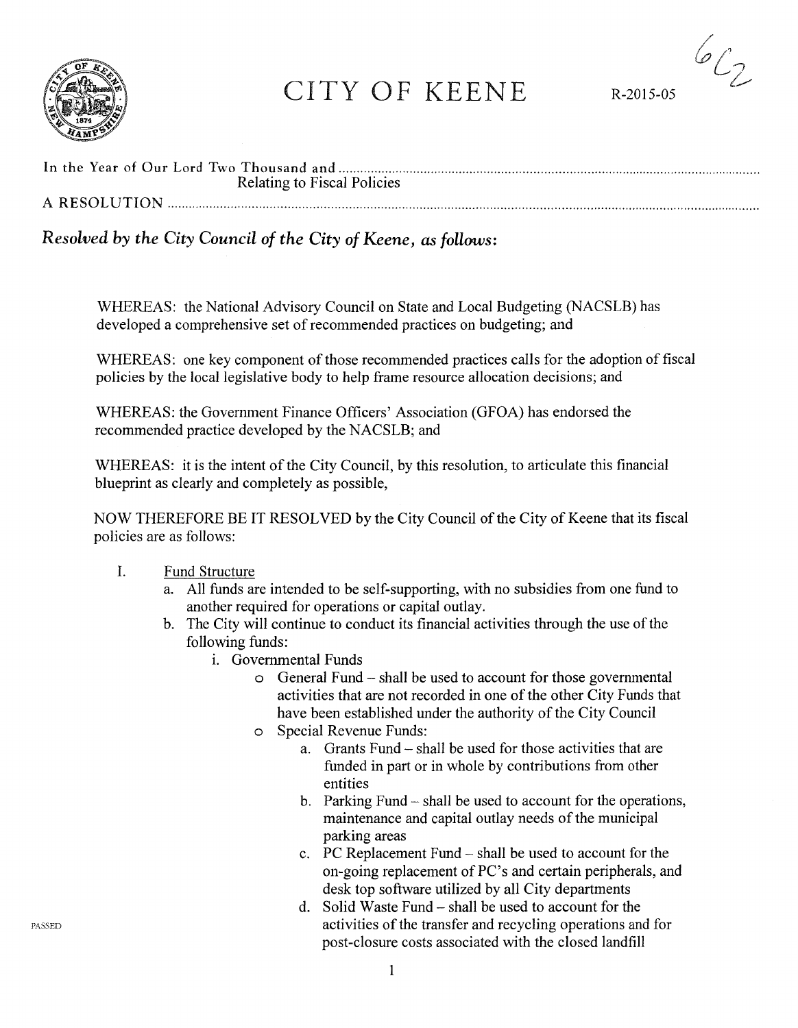# CITY OF KEENE

R-2015-05

6C2

In the Year of Our Lord Two Thousand and ........................................................................
Relating to Fiscal Policies

A RESOLUTION ........................................................................

***Resolved by the City Council of the City of Keene, as follows:***

WHEREAS: the National Advisory Council on State and Local Budgeting (NACSLB) has developed a comprehensive set of recommended practices on budgeting; and

WHEREAS: one key component of those recommended practices calls for the adoption of fiscal policies by the local legislative body to help frame resource allocation decisions; and

WHEREAS: the Government Finance Officers' Association (GFOA) has endorsed the recommended practice developed by the NACSLB; and

WHEREAS: it is the intent of the City Council, by this resolution, to articulate this financial blueprint as clearly and completely as possible,

NOW THEREFORE BE IT RESOLVED by the City Council of the City of Keene that its fiscal policies are as follows:

I. Fund Structure
   a. All funds are intended to be self-supporting, with no subsidies from one fund to another required for operations or capital outlay.
   b. The City will continue to conduct its financial activities through the use of the following funds:
      i. Governmental Funds
         - General Fund – shall be used to account for those governmental activities that are not recorded in one of the other City Funds that have been established under the authority of the City Council
         - Special Revenue Funds:
            a. Grants Fund – shall be used for those activities that are funded in part or in whole by contributions from other entities
            b. Parking Fund – shall be used to account for the operations, maintenance and capital outlay needs of the municipal parking areas
            c. PC Replacement Fund – shall be used to account for the on-going replacement of PC's and certain peripherals, and desk top software utilized by all City departments
            d. Solid Waste Fund – shall be used to account for the activities of the transfer and recycling operations and for post-closure costs associated with the closed landfill

PASSED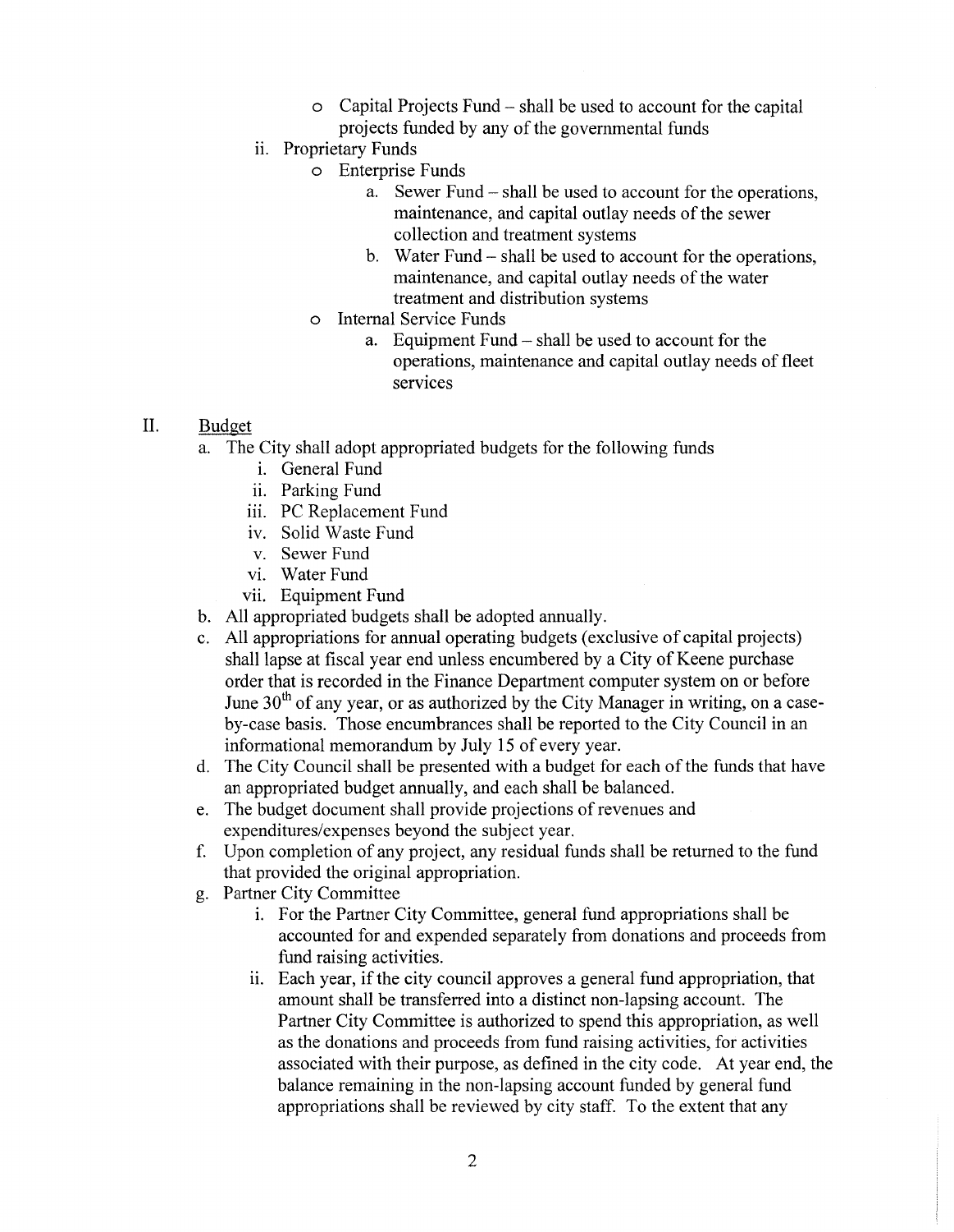- Capital Projects Fund – shall be used to account for the capital projects funded by any of the governmental funds

ii. Proprietary Funds

- Enterprise Funds
  - a. Sewer Fund – shall be used to account for the operations, maintenance, and capital outlay needs of the sewer collection and treatment systems
  - b. Water Fund – shall be used to account for the operations, maintenance, and capital outlay needs of the water treatment and distribution systems
- Internal Service Funds
  - a. Equipment Fund – shall be used to account for the operations, maintenance and capital outlay needs of fleet services

## II. Budget

a. The City shall adopt appropriated budgets for the following funds

   i. General Fund
   ii. Parking Fund
   iii. PC Replacement Fund
   iv. Solid Waste Fund
   v. Sewer Fund
   vi. Water Fund
   vii. Equipment Fund

b. All appropriated budgets shall be adopted annually.

c. All appropriations for annual operating budgets (exclusive of capital projects) shall lapse at fiscal year end unless encumbered by a City of Keene purchase order that is recorded in the Finance Department computer system on or before June 30th of any year, or as authorized by the City Manager in writing, on a case-by-case basis. Those encumbrances shall be reported to the City Council in an informational memorandum by July 15 of every year.

d. The City Council shall be presented with a budget for each of the funds that have an appropriated budget annually, and each shall be balanced.

e. The budget document shall provide projections of revenues and expenditures/expenses beyond the subject year.

f. Upon completion of any project, any residual funds shall be returned to the fund that provided the original appropriation.

g. Partner City Committee

   i. For the Partner City Committee, general fund appropriations shall be accounted for and expended separately from donations and proceeds from fund raising activities.
   ii. Each year, if the city council approves a general fund appropriation, that amount shall be transferred into a distinct non-lapsing account. The Partner City Committee is authorized to spend this appropriation, as well as the donations and proceeds from fund raising activities, for activities associated with their purpose, as defined in the city code. At year end, the balance remaining in the non-lapsing account funded by general fund appropriations shall be reviewed by city staff. To the extent that any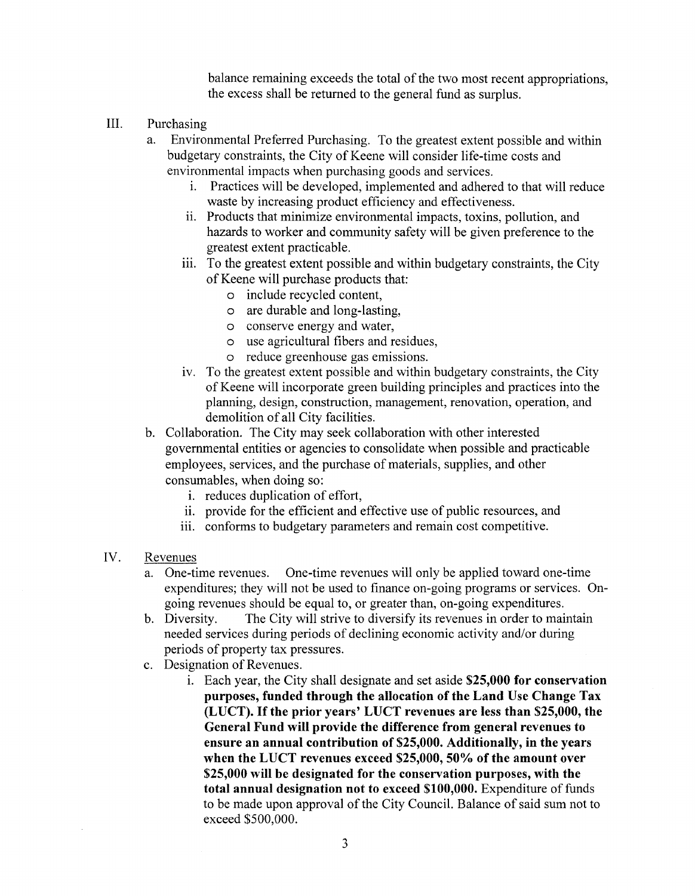balance remaining exceeds the total of the two most recent appropriations, the excess shall be returned to the general fund as surplus.

III. Purchasing

a. Environmental Preferred Purchasing. To the greatest extent possible and within budgetary constraints, the City of Keene will consider life-time costs and environmental impacts when purchasing goods and services.

   i. Practices will be developed, implemented and adhered to that will reduce waste by increasing product efficiency and effectiveness.

   ii. Products that minimize environmental impacts, toxins, pollution, and hazards to worker and community safety will be given preference to the greatest extent practicable.

   iii. To the greatest extent possible and within budgetary constraints, the City of Keene will purchase products that:

      - include recycled content,
      - are durable and long-lasting,
      - conserve energy and water,
      - use agricultural fibers and residues,
      - reduce greenhouse gas emissions.

   iv. To the greatest extent possible and within budgetary constraints, the City of Keene will incorporate green building principles and practices into the planning, design, construction, management, renovation, operation, and demolition of all City facilities.

b. Collaboration. The City may seek collaboration with other interested governmental entities or agencies to consolidate when possible and practicable employees, services, and the purchase of materials, supplies, and other consumables, when doing so:

   i. reduces duplication of effort,

   ii. provide for the efficient and effective use of public resources, and

   iii. conforms to budgetary parameters and remain cost competitive.

IV. <u>Revenues</u>

a. One-time revenues. One-time revenues will only be applied toward one-time expenditures; they will not be used to finance on-going programs or services. On-going revenues should be equal to, or greater than, on-going expenditures.

b. Diversity. The City will strive to diversify its revenues in order to maintain needed services during periods of declining economic activity and/or during periods of property tax pressures.

c. Designation of Revenues.

   i. Each year, the City shall designate and set aside **$25,000 for conservation purposes, funded through the allocation of the Land Use Change Tax (LUCT). If the prior years' LUCT revenues are less than $25,000, the General Fund will provide the difference from general revenues to ensure an annual contribution of $25,000. Additionally, in the years when the LUCT revenues exceed $25,000, 50% of the amount over $25,000 will be designated for the conservation purposes, with the total annual designation not to exceed $100,000.** Expenditure of funds to be made upon approval of the City Council. Balance of said sum not to exceed $500,000.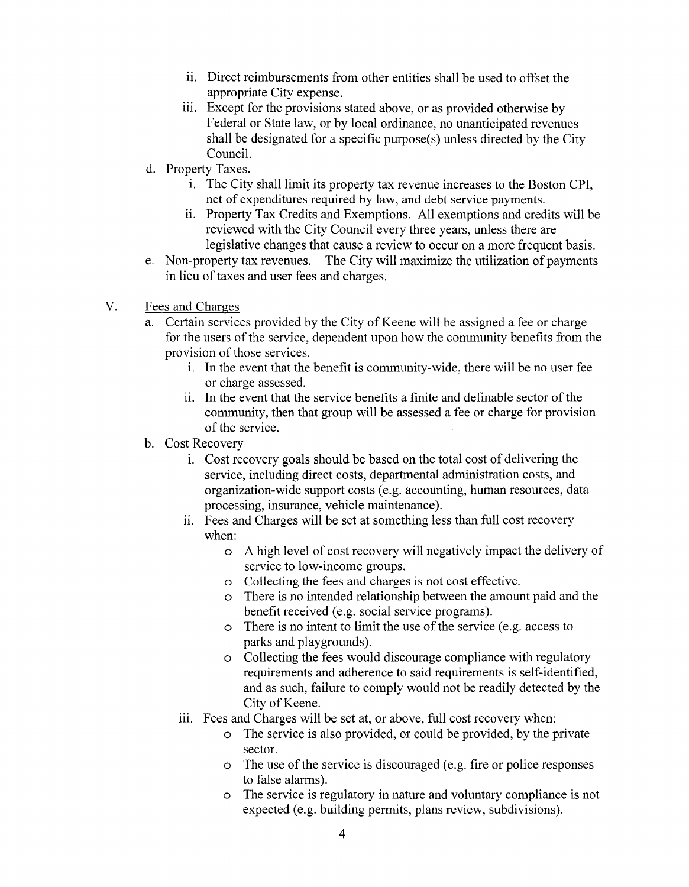ii. Direct reimbursements from other entities shall be used to offset the appropriate City expense.
   iii. Except for the provisions stated above, or as provided otherwise by Federal or State law, or by local ordinance, no unanticipated revenues shall be designated for a specific purpose(s) unless directed by the City Council.

d. Property Taxes.
   i. The City shall limit its property tax revenue increases to the Boston CPI, net of expenditures required by law, and debt service payments.
   ii. Property Tax Credits and Exemptions. All exemptions and credits will be reviewed with the City Council every three years, unless there are legislative changes that cause a review to occur on a more frequent basis.

e. Non-property tax revenues. The City will maximize the utilization of payments in lieu of taxes and user fees and charges.

V. Fees and Charges

a. Certain services provided by the City of Keene will be assigned a fee or charge for the users of the service, dependent upon how the community benefits from the provision of those services.
   i. In the event that the benefit is community-wide, there will be no user fee or charge assessed.
   ii. In the event that the service benefits a finite and definable sector of the community, then that group will be assessed a fee or charge for provision of the service.

b. Cost Recovery
   i. Cost recovery goals should be based on the total cost of delivering the service, including direct costs, departmental administration costs, and organization-wide support costs (e.g. accounting, human resources, data processing, insurance, vehicle maintenance).
   ii. Fees and Charges will be set at something less than full cost recovery when:
      - A high level of cost recovery will negatively impact the delivery of service to low-income groups.
      - Collecting the fees and charges is not cost effective.
      - There is no intended relationship between the amount paid and the benefit received (e.g. social service programs).
      - There is no intent to limit the use of the service (e.g. access to parks and playgrounds).
      - Collecting the fees would discourage compliance with regulatory requirements and adherence to said requirements is self-identified, and as such, failure to comply would not be readily detected by the City of Keene.
   iii. Fees and Charges will be set at, or above, full cost recovery when:
      - The service is also provided, or could be provided, by the private sector.
      - The use of the service is discouraged (e.g. fire or police responses to false alarms).
      - The service is regulatory in nature and voluntary compliance is not expected (e.g. building permits, plans review, subdivisions).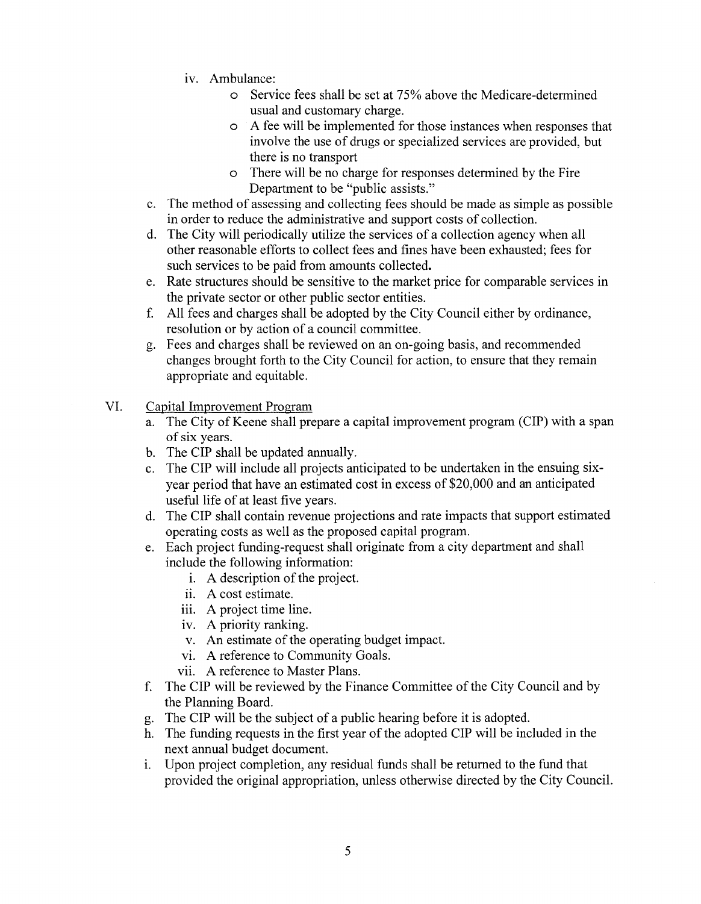iv. Ambulance:
   - Service fees shall be set at 75% above the Medicare-determined usual and customary charge.
   - A fee will be implemented for those instances when responses that involve the use of drugs or specialized services are provided, but there is no transport
   - There will be no charge for responses determined by the Fire Department to be "public assists."

c. The method of assessing and collecting fees should be made as simple as possible in order to reduce the administrative and support costs of collection.

d. The City will periodically utilize the services of a collection agency when all other reasonable efforts to collect fees and fines have been exhausted; fees for such services to be paid from amounts collected.

e. Rate structures should be sensitive to the market price for comparable services in the private sector or other public sector entities.

f. All fees and charges shall be adopted by the City Council either by ordinance, resolution or by action of a council committee.

g. Fees and charges shall be reviewed on an on-going basis, and recommended changes brought forth to the City Council for action, to ensure that they remain appropriate and equitable.

VI. Capital Improvement Program

a. The City of Keene shall prepare a capital improvement program (CIP) with a span of six years.

b. The CIP shall be updated annually.

c. The CIP will include all projects anticipated to be undertaken in the ensuing six-year period that have an estimated cost in excess of $20,000 and an anticipated useful life of at least five years.

d. The CIP shall contain revenue projections and rate impacts that support estimated operating costs as well as the proposed capital program.

e. Each project funding-request shall originate from a city department and shall include the following information:
   i. A description of the project.
   ii. A cost estimate.
   iii. A project time line.
   iv. A priority ranking.
   v. An estimate of the operating budget impact.
   vi. A reference to Community Goals.
   vii. A reference to Master Plans.

f. The CIP will be reviewed by the Finance Committee of the City Council and by the Planning Board.

g. The CIP will be the subject of a public hearing before it is adopted.

h. The funding requests in the first year of the adopted CIP will be included in the next annual budget document.

i. Upon project completion, any residual funds shall be returned to the fund that provided the original appropriation, unless otherwise directed by the City Council.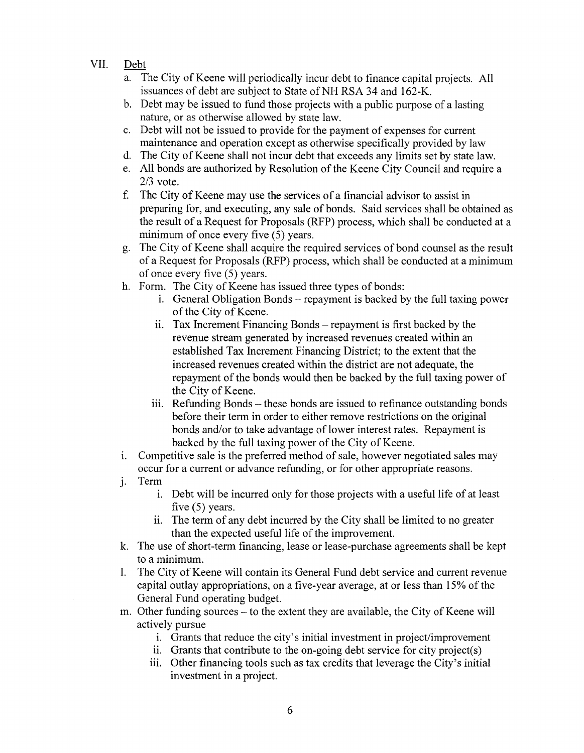VII. Debt

a. The City of Keene will periodically incur debt to finance capital projects. All issuances of debt are subject to State of NH RSA 34 and 162-K.

b. Debt may be issued to fund those projects with a public purpose of a lasting nature, or as otherwise allowed by state law.

c. Debt will not be issued to provide for the payment of expenses for current maintenance and operation except as otherwise specifically provided by law

d. The City of Keene shall not incur debt that exceeds any limits set by state law.

e. All bonds are authorized by Resolution of the Keene City Council and require a 2/3 vote.

f. The City of Keene may use the services of a financial advisor to assist in preparing for, and executing, any sale of bonds. Said services shall be obtained as the result of a Request for Proposals (RFP) process, which shall be conducted at a minimum of once every five (5) years.

g. The City of Keene shall acquire the required services of bond counsel as the result of a Request for Proposals (RFP) process, which shall be conducted at a minimum of once every five (5) years.

h. Form. The City of Keene has issued three types of bonds:

   i. General Obligation Bonds – repayment is backed by the full taxing power of the City of Keene.

   ii. Tax Increment Financing Bonds – repayment is first backed by the revenue stream generated by increased revenues created within an established Tax Increment Financing District; to the extent that the increased revenues created within the district are not adequate, the repayment of the bonds would then be backed by the full taxing power of the City of Keene.

   iii. Refunding Bonds – these bonds are issued to refinance outstanding bonds before their term in order to either remove restrictions on the original bonds and/or to take advantage of lower interest rates. Repayment is backed by the full taxing power of the City of Keene.

i. Competitive sale is the preferred method of sale, however negotiated sales may occur for a current or advance refunding, or for other appropriate reasons.

j. Term

   i. Debt will be incurred only for those projects with a useful life of at least five (5) years.

   ii. The term of any debt incurred by the City shall be limited to no greater than the expected useful life of the improvement.

k. The use of short-term financing, lease or lease-purchase agreements shall be kept to a minimum.

l. The City of Keene will contain its General Fund debt service and current revenue capital outlay appropriations, on a five-year average, at or less than 15% of the General Fund operating budget.

m. Other funding sources – to the extent they are available, the City of Keene will actively pursue

   i. Grants that reduce the city's initial investment in project/improvement

   ii. Grants that contribute to the on-going debt service for city project(s)

   iii. Other financing tools such as tax credits that leverage the City's initial investment in a project.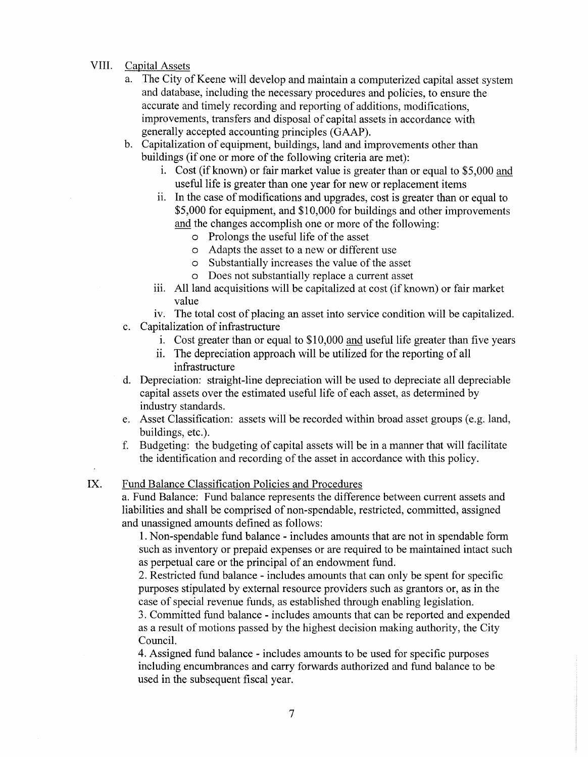## VIII. Capital Assets

a. The City of Keene will develop and maintain a computerized capital asset system and database, including the necessary procedures and policies, to ensure the accurate and timely recording and reporting of additions, modifications, improvements, transfers and disposal of capital assets in accordance with generally accepted accounting principles (GAAP).

b. Capitalization of equipment, buildings, land and improvements other than buildings (if one or more of the following criteria are met):

   i. Cost (if known) or fair market value is greater than or equal to $5,000 and useful life is greater than one year for new or replacement items

   ii. In the case of modifications and upgrades, cost is greater than or equal to $5,000 for equipment, and $10,000 for buildings and other improvements and the changes accomplish one or more of the following:
      - Prolongs the useful life of the asset
      - Adapts the asset to a new or different use
      - Substantially increases the value of the asset
      - Does not substantially replace a current asset

   iii. All land acquisitions will be capitalized at cost (if known) or fair market value

   iv. The total cost of placing an asset into service condition will be capitalized.

c. Capitalization of infrastructure

   i. Cost greater than or equal to $10,000 and useful life greater than five years

   ii. The depreciation approach will be utilized for the reporting of all infrastructure

d. Depreciation: straight-line depreciation will be used to depreciate all depreciable capital assets over the estimated useful life of each asset, as determined by industry standards.

e. Asset Classification: assets will be recorded within broad asset groups (e.g. land, buildings, etc.).

f. Budgeting: the budgeting of capital assets will be in a manner that will facilitate the identification and recording of the asset in accordance with this policy.

## IX. Fund Balance Classification Policies and Procedures

a. Fund Balance: Fund balance represents the difference between current assets and liabilities and shall be comprised of non-spendable, restricted, committed, assigned and unassigned amounts defined as follows:

1. Non-spendable fund balance - includes amounts that are not in spendable form such as inventory or prepaid expenses or are required to be maintained intact such as perpetual care or the principal of an endowment fund.
2. Restricted fund balance - includes amounts that can only be spent for specific purposes stipulated by external resource providers such as grantors or, as in the case of special revenue funds, as established through enabling legislation.
3. Committed fund balance - includes amounts that can be reported and expended as a result of motions passed by the highest decision making authority, the City Council.
4. Assigned fund balance - includes amounts to be used for specific purposes including encumbrances and carry forwards authorized and fund balance to be used in the subsequent fiscal year.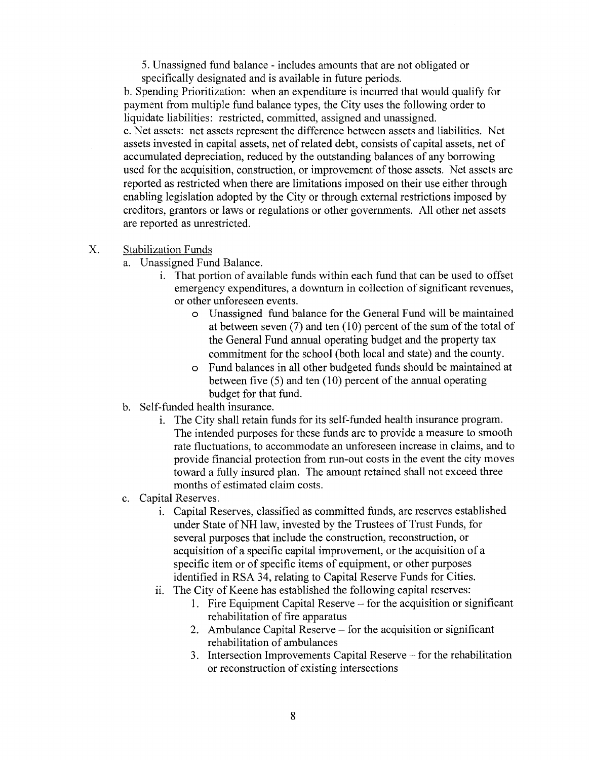5. Unassigned fund balance - includes amounts that are not obligated or specifically designated and is available in future periods.

b. Spending Prioritization: when an expenditure is incurred that would qualify for payment from multiple fund balance types, the City uses the following order to liquidate liabilities: restricted, committed, assigned and unassigned.

c. Net assets: net assets represent the difference between assets and liabilities. Net assets invested in capital assets, net of related debt, consists of capital assets, net of accumulated depreciation, reduced by the outstanding balances of any borrowing used for the acquisition, construction, or improvement of those assets. Net assets are reported as restricted when there are limitations imposed on their use either through enabling legislation adopted by the City or through external restrictions imposed by creditors, grantors or laws or regulations or other governments. All other net assets are reported as unrestricted.

X. Stabilization Funds

a. Unassigned Fund Balance.

i. That portion of available funds within each fund that can be used to offset emergency expenditures, a downturn in collection of significant revenues, or other unforeseen events.

- Unassigned fund balance for the General Fund will be maintained at between seven (7) and ten (10) percent of the sum of the total of the General Fund annual operating budget and the property tax commitment for the school (both local and state) and the county.
- Fund balances in all other budgeted funds should be maintained at between five (5) and ten (10) percent of the annual operating budget for that fund.

b. Self-funded health insurance.

i. The City shall retain funds for its self-funded health insurance program. The intended purposes for these funds are to provide a measure to smooth rate fluctuations, to accommodate an unforeseen increase in claims, and to provide financial protection from run-out costs in the event the city moves toward a fully insured plan. The amount retained shall not exceed three months of estimated claim costs.

c. Capital Reserves.

i. Capital Reserves, classified as committed funds, are reserves established under State of NH law, invested by the Trustees of Trust Funds, for several purposes that include the construction, reconstruction, or acquisition of a specific capital improvement, or the acquisition of a specific item or of specific items of equipment, or other purposes identified in RSA 34, relating to Capital Reserve Funds for Cities.

ii. The City of Keene has established the following capital reserves:

1. Fire Equipment Capital Reserve – for the acquisition or significant rehabilitation of fire apparatus
2. Ambulance Capital Reserve – for the acquisition or significant rehabilitation of ambulances
3. Intersection Improvements Capital Reserve – for the rehabilitation or reconstruction of existing intersections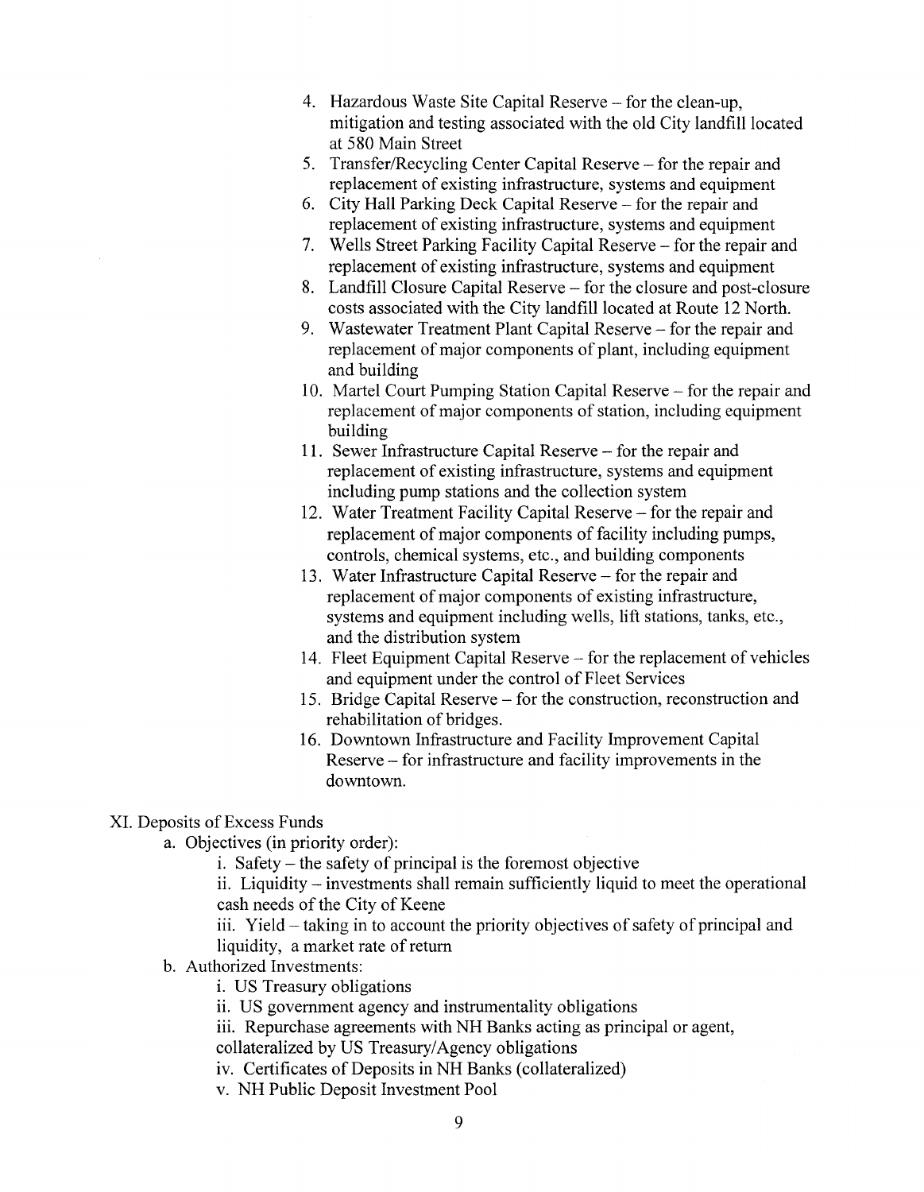4. Hazardous Waste Site Capital Reserve – for the clean-up, mitigation and testing associated with the old City landfill located at 580 Main Street
5. Transfer/Recycling Center Capital Reserve – for the repair and replacement of existing infrastructure, systems and equipment
6. City Hall Parking Deck Capital Reserve – for the repair and replacement of existing infrastructure, systems and equipment
7. Wells Street Parking Facility Capital Reserve – for the repair and replacement of existing infrastructure, systems and equipment
8. Landfill Closure Capital Reserve – for the closure and post-closure costs associated with the City landfill located at Route 12 North.
9. Wastewater Treatment Plant Capital Reserve – for the repair and replacement of major components of plant, including equipment and building
10. Martel Court Pumping Station Capital Reserve – for the repair and replacement of major components of station, including equipment building
11. Sewer Infrastructure Capital Reserve – for the repair and replacement of existing infrastructure, systems and equipment including pump stations and the collection system
12. Water Treatment Facility Capital Reserve – for the repair and replacement of major components of facility including pumps, controls, chemical systems, etc., and building components
13. Water Infrastructure Capital Reserve – for the repair and replacement of major components of existing infrastructure, systems and equipment including wells, lift stations, tanks, etc., and the distribution system
14. Fleet Equipment Capital Reserve – for the replacement of vehicles and equipment under the control of Fleet Services
15. Bridge Capital Reserve – for the construction, reconstruction and rehabilitation of bridges.
16. Downtown Infrastructure and Facility Improvement Capital Reserve – for infrastructure and facility improvements in the downtown.

XI. Deposits of Excess Funds

a. Objectives (in priority order):

i. Safety – the safety of principal is the foremost objective

ii. Liquidity – investments shall remain sufficiently liquid to meet the operational cash needs of the City of Keene

iii. Yield – taking in to account the priority objectives of safety of principal and liquidity, a market rate of return

b. Authorized Investments:

i. US Treasury obligations

ii. US government agency and instrumentality obligations

iii. Repurchase agreements with NH Banks acting as principal or agent, collateralized by US Treasury/Agency obligations

iv. Certificates of Deposits in NH Banks (collateralized)

v. NH Public Deposit Investment Pool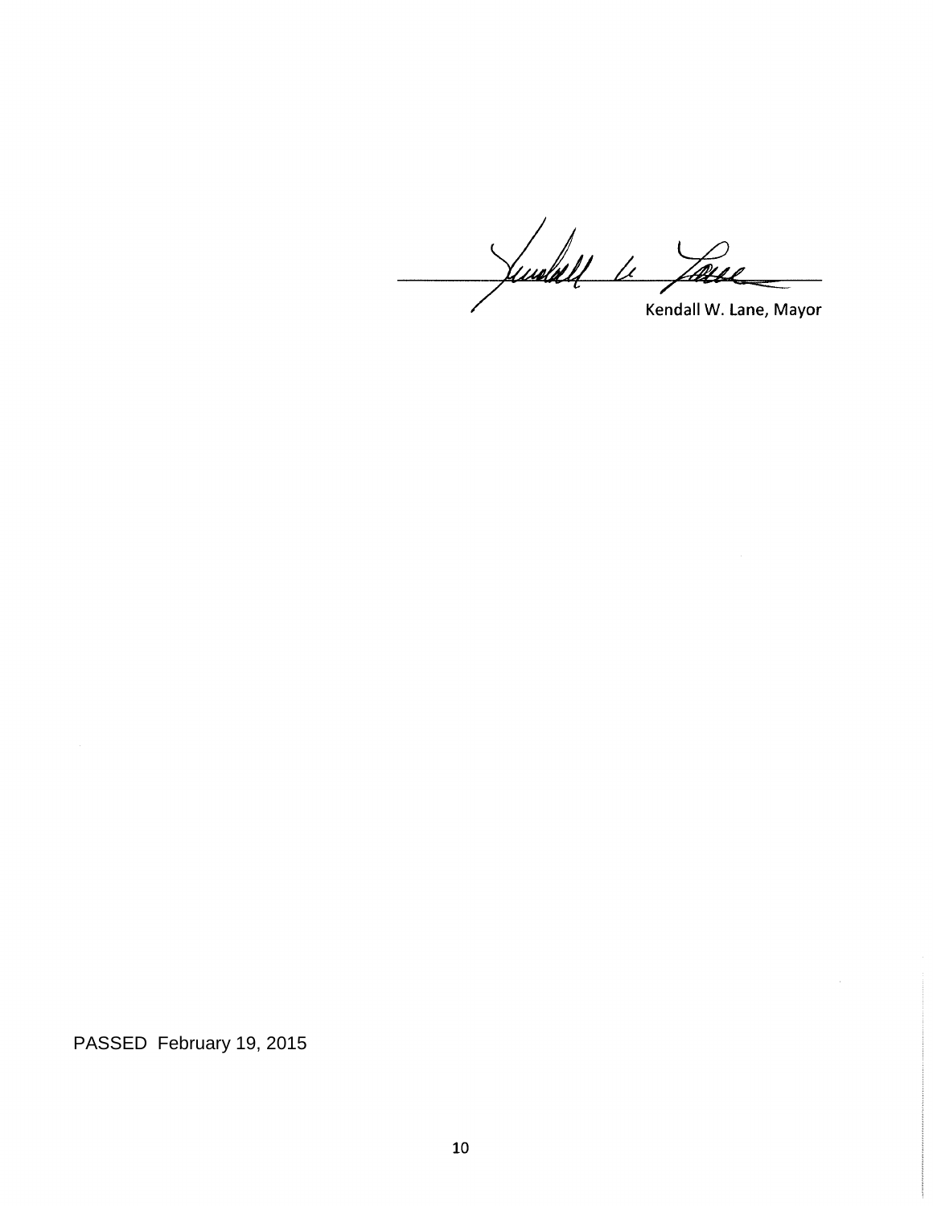Kendall W. Lane, Mayor

PASSED February 19, 2015